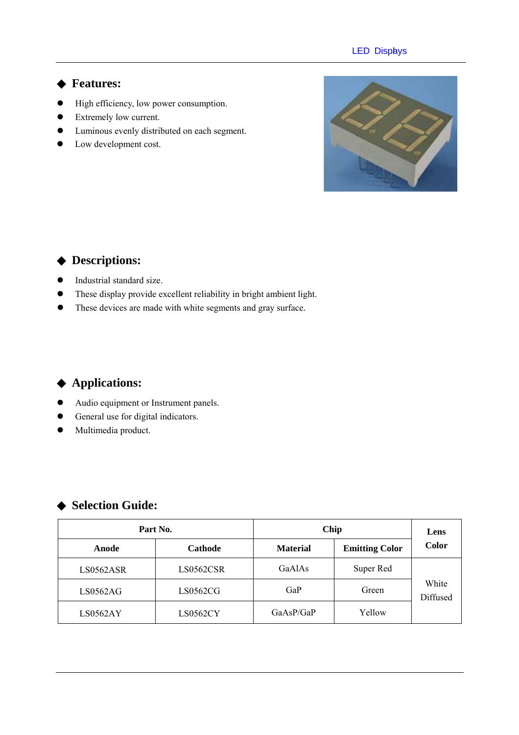## ◆ Features:

- High efficiency, low power consumption.
- Extremely low current.
- Luminous evenly distributed on each segment.
- Low development cost.

## ◆ Descriptions:

- Industrial standard size.
- These display provide excellent reliability in bright ambient light.
- These devices are made with white segments and gray surface.

## ◆ Applications:

- Audio equipment or Instrument panels.
- General use for digital indicators.
- Multimedia product.

## ◆ Selection Guide:

| **Part No.** | | **Chip** | | **Lens Color** |
|---|---|---|---|---|
| **Anode** | **Cathode** | **Material** | **Emitting Color** | |
| LS0562ASR | LS0562CSR | GaAlAs | Super Red | White Diffused |
| LS0562AG | LS0562CG | GaP | Green | |
| LS0562AY | LS0562CY | GaAsP/GaP | Yellow | |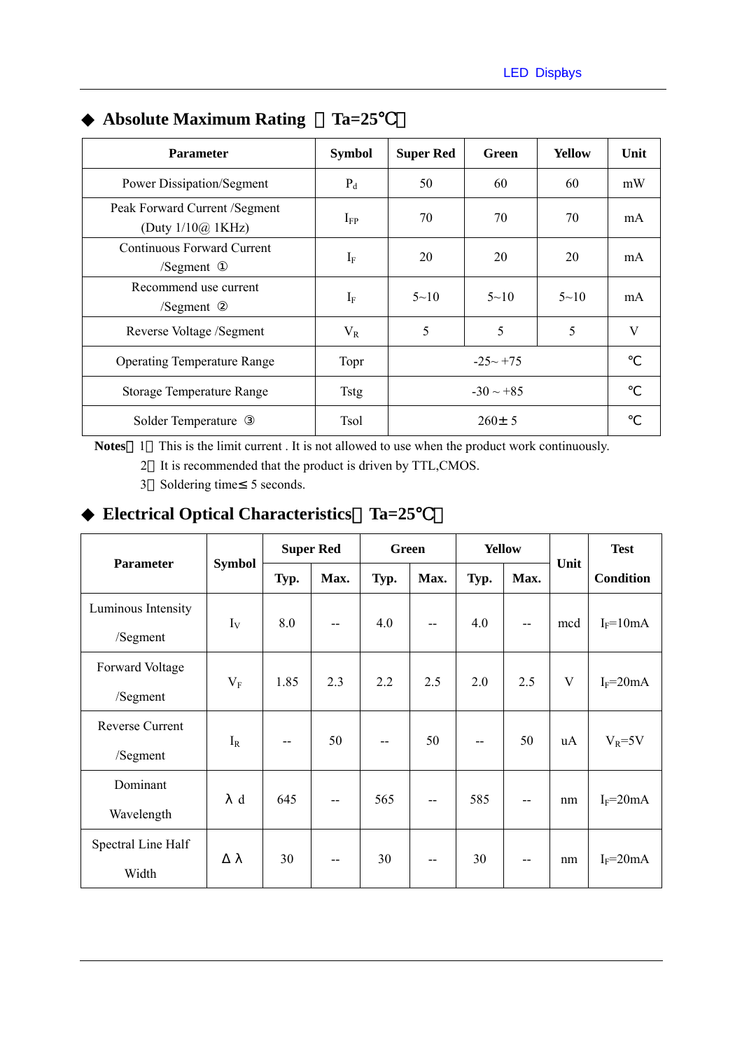## ◆ Absolute Maximum Rating （Ta=25℃）

| Parameter | Symbol | Super Red | Green | Yellow | Unit |
|---|---|---|---|---|---|
| Power Dissipation/Segment | $P_d$ | 50 | 60 | 60 | mW |
| Peak Forward Current /Segment (Duty 1/10@ 1KHz) | $I_{FP}$ | 70 | 70 | 70 | mA |
| Continuous Forward Current /Segment ① | $I_F$ | 20 | 20 | 20 | mA |
| Recommend use current /Segment ② | $I_F$ | 5~10 | 5~10 | 5~10 | mA |
| Reverse Voltage /Segment | $V_R$ | 5 | 5 | 5 | V |
| Operating Temperature Range | Topr | -25~ +75 | | | ℃ |
| Storage Temperature Range | Tstg | -30 ~ +85 | | | ℃ |
| Solder Temperature ③ | Tsol | 260± 5 | | | ℃ |

**Notes**：1．This is the limit current . It is not allowed to use when the product work continuously.

2．It is recommended that the product is driven by TTL,CMOS.

3．Soldering time≤ 5 seconds.

## ◆ Electrical Optical Characteristics（Ta=25℃）

| Parameter | Symbol | Super Red | | Green | | Yellow | | Unit | Test Condition |
|---|---|---|---|---|---|---|---|---|---|
| | | Typ. | Max. | Typ. | Max. | Typ. | Max. | | |
| Luminous Intensity /Segment | $I_V$ | 8.0 | -- | 4.0 | -- | 4.0 | -- | mcd | $I_F$=10mA |
| Forward Voltage /Segment | $V_F$ | 1.85 | 2.3 | 2.2 | 2.5 | 2.0 | 2.5 | V | $I_F$=20mA |
| Reverse Current /Segment | $I_R$ | -- | 50 | -- | 50 | -- | 50 | uA | $V_R$=5V |
| Dominant Wavelength | $\lambda_d$ | 645 | -- | 565 | -- | 585 | -- | nm | $I_F$=20mA |
| Spectral Line Half Width | $\Delta\lambda$ | 30 | -- | 30 | -- | 30 | -- | nm | $I_F$=20mA |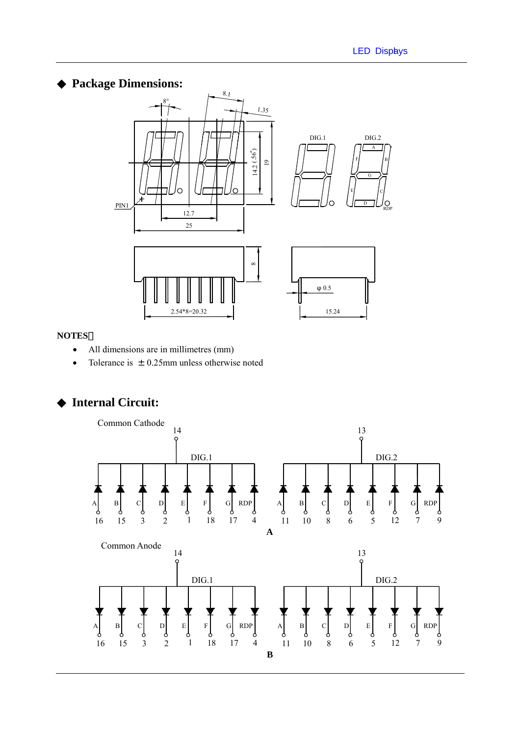## ◆ Package Dimensions:

NOTES：

- All dimensions are in millimetres (mm)
- Tolerance is ±0.25mm unless otherwise noted

## ◆ Internal Circuit: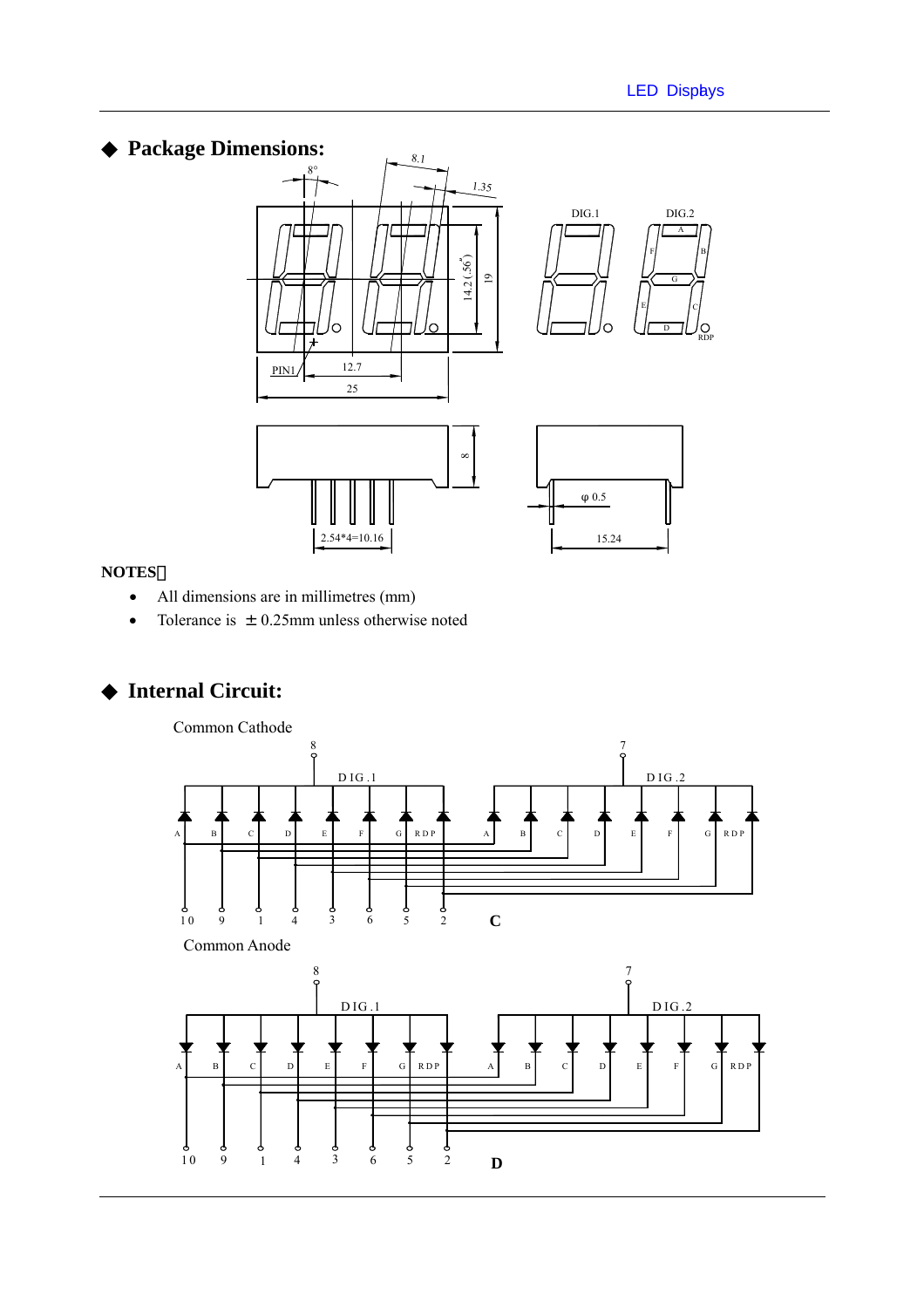## ◆ Package Dimensions:

**NOTES：**

- All dimensions are in millimetres (mm)
- Tolerance is ±0.25mm unless otherwise noted

## ◆ Internal Circuit:

Common Cathode

C

Common Anode

D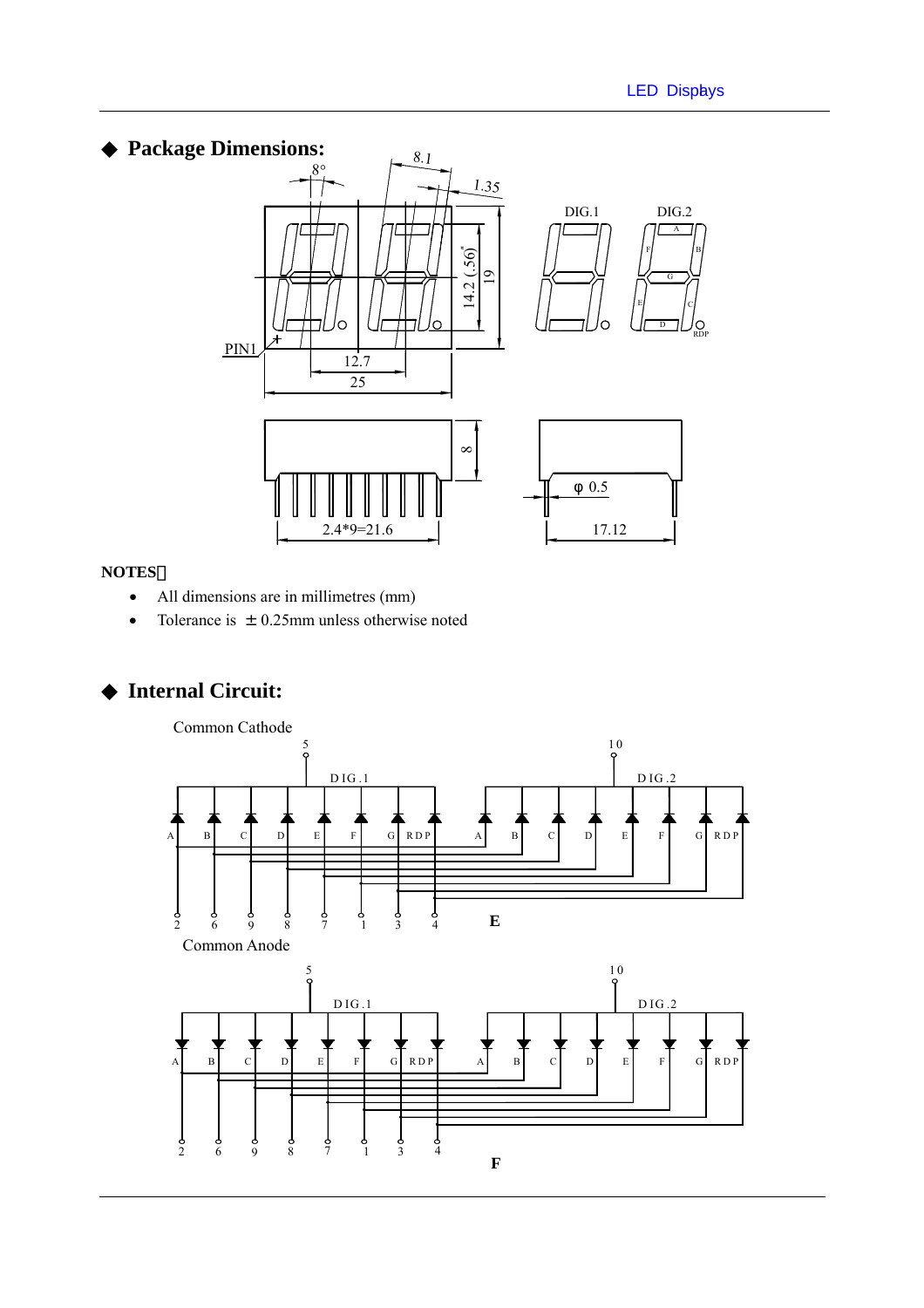## ◆ Package Dimensions:

**NOTES：**

- All dimensions are in millimetres (mm)
- Tolerance is ±0.25mm unless otherwise noted

## ◆ Internal Circuit:

Common Cathode

**E**

Common Anode

**F**